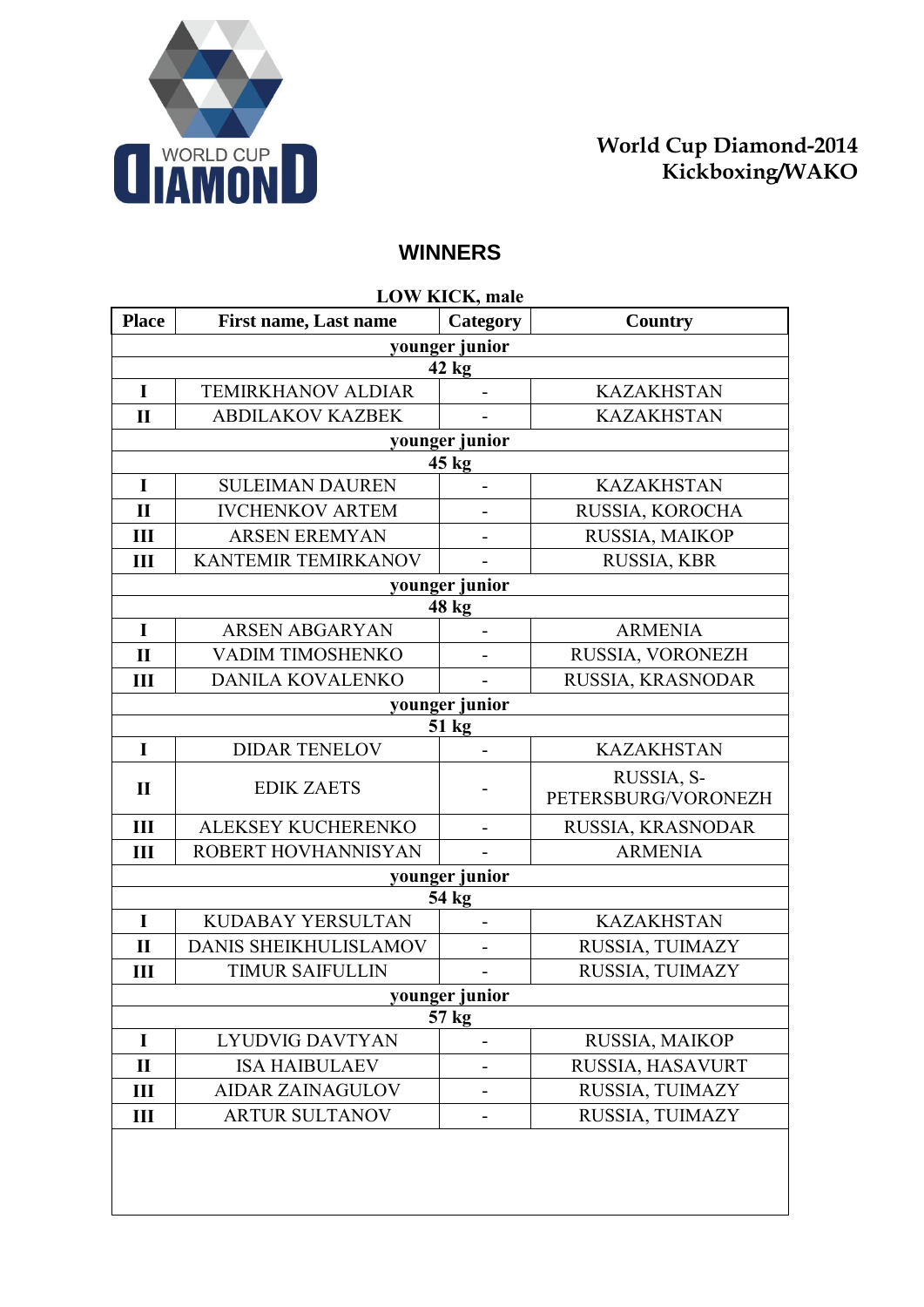World Cup Diamond-2014
Kickboxing/WAKO

## WINNERS

**LOW KICK, male**

| Place | First name, Last name | Category | Country |
|---|---|---|---|
| | **younger junior** | | |
| | **42 kg** | | |
| I | TEMIRKHANOV ALDIAR | - | KAZAKHSTAN |
| II | ABDILAKOV KAZBEK | - | KAZAKHSTAN |
| | **younger junior** | | |
| | **45 kg** | | |
| I | SULEIMAN DAUREN | - | KAZAKHSTAN |
| II | IVCHENKOV ARTEM | - | RUSSIA, KOROCHA |
| III | ARSEN EREMYAN | - | RUSSIA, MAIKOP |
| III | KANTEMIR TEMIRKANOV | - | RUSSIA, KBR |
| | **younger junior** | | |
| | **48 kg** | | |
| I | ARSEN ABGARYAN | - | ARMENIA |
| II | VADIM TIMOSHENKO | - | RUSSIA, VORONEZH |
| III | DANILA KOVALENKO | - | RUSSIA, KRASNODAR |
| | **younger junior** | | |
| | **51 kg** | | |
| I | DIDAR TENELOV | - | KAZAKHSTAN |
| II | EDIK ZAETS | - | RUSSIA, S-PETERSBURG/VORONEZH |
| III | ALEKSEY KUCHERENKO | - | RUSSIA, KRASNODAR |
| III | ROBERT HOVHANNISYAN | - | ARMENIA |
| | **younger junior** | | |
| | **54 kg** | | |
| I | KUDABAY YERSULTAN | - | KAZAKHSTAN |
| II | DANIS SHEIKHULISLAMOV | - | RUSSIA, TUIMAZY |
| III | TIMUR SAIFULLIN | - | RUSSIA, TUIMAZY |
| | **younger junior** | | |
| | **57 kg** | | |
| I | LYUDVIG DAVTYAN | - | RUSSIA, MAIKOP |
| II | ISA HAIBULAEV | - | RUSSIA, HASAVURT |
| III | AIDAR ZAINAGULOV | - | RUSSIA, TUIMAZY |
| III | ARTUR SULTANOV | - | RUSSIA, TUIMAZY |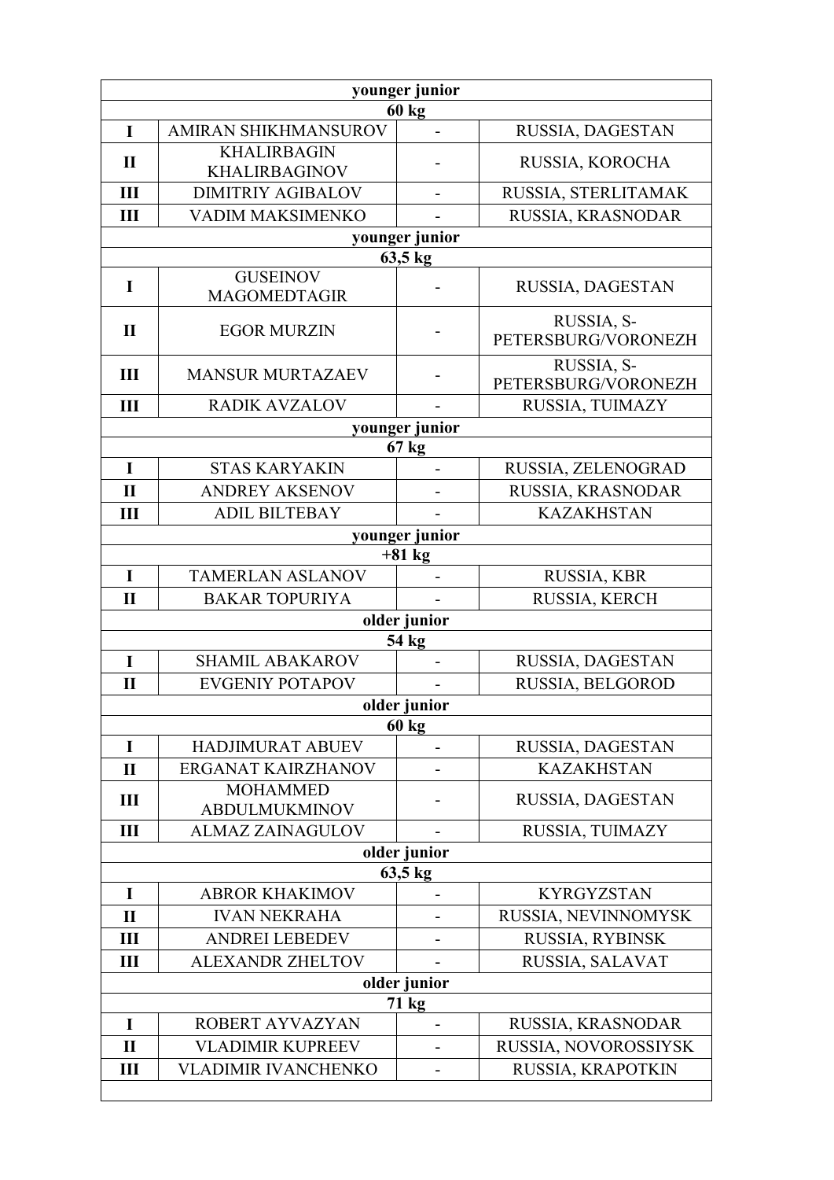| younger junior | | | |
|---|---|---|---|
| **60 kg** | | | |
| **I** | AMIRAN SHIKHMANSUROV | - | RUSSIA, DAGESTAN |
| **II** | KHALIRBAGIN KHALIRBAGINOV | - | RUSSIA, KOROCHA |
| **III** | DIMITRIY AGIBALOV | - | RUSSIA, STERLITAMAK |
| **III** | VADIM MAKSIMENKO | - | RUSSIA, KRASNODAR |
| **younger junior** | | | |
| **63,5 kg** | | | |
| **I** | GUSEINOV MAGOMEDTAGIR | - | RUSSIA, DAGESTAN |
| **II** | EGOR MURZIN | - | RUSSIA, S-PETERSBURG/VORONEZH |
| **III** | MANSUR MURTAZAEV | - | RUSSIA, S-PETERSBURG/VORONEZH |
| **III** | RADIK AVZALOV | - | RUSSIA, TUIMAZY |
| **younger junior** | | | |
| **67 kg** | | | |
| **I** | STAS KARYAKIN | - | RUSSIA, ZELENOGRAD |
| **II** | ANDREY AKSENOV | - | RUSSIA, KRASNODAR |
| **III** | ADIL BILTEBAY | - | KAZAKHSTAN |
| **younger junior** | | | |
| **+81 kg** | | | |
| **I** | TAMERLAN ASLANOV | - | RUSSIA, KBR |
| **II** | BAKAR TOPURIYA | - | RUSSIA, KERCH |
| **older junior** | | | |
| **54 kg** | | | |
| **I** | SHAMIL ABAKAROV | - | RUSSIA, DAGESTAN |
| **II** | EVGENIY POTAPOV | - | RUSSIA, BELGOROD |
| **older junior** | | | |
| **60 kg** | | | |
| **I** | HADJIMURAT ABUEV | - | RUSSIA, DAGESTAN |
| **II** | ERGANAT KAIRZHANOV | - | KAZAKHSTAN |
| **III** | MOHAMMED ABDULMUKMINOV | - | RUSSIA, DAGESTAN |
| **III** | ALMAZ ZAINAGULOV | - | RUSSIA, TUIMAZY |
| **older junior** | | | |
| **63,5 kg** | | | |
| **I** | ABROR KHAKIMOV | - | KYRGYZSTAN |
| **II** | IVAN NEKRAHA | - | RUSSIA, NEVINNOMYSK |
| **III** | ANDREI LEBEDEV | - | RUSSIA, RYBINSK |
| **III** | ALEXANDR ZHELTOV | - | RUSSIA, SALAVAT |
| **older junior** | | | |
| **71 kg** | | | |
| **I** | ROBERT AYVAZYAN | - | RUSSIA, KRASNODAR |
| **II** | VLADIMIR KUPREEV | - | RUSSIA, NOVOROSSIYSK |
| **III** | VLADIMIR IVANCHENKO | - | RUSSIA, KRAPOTKIN |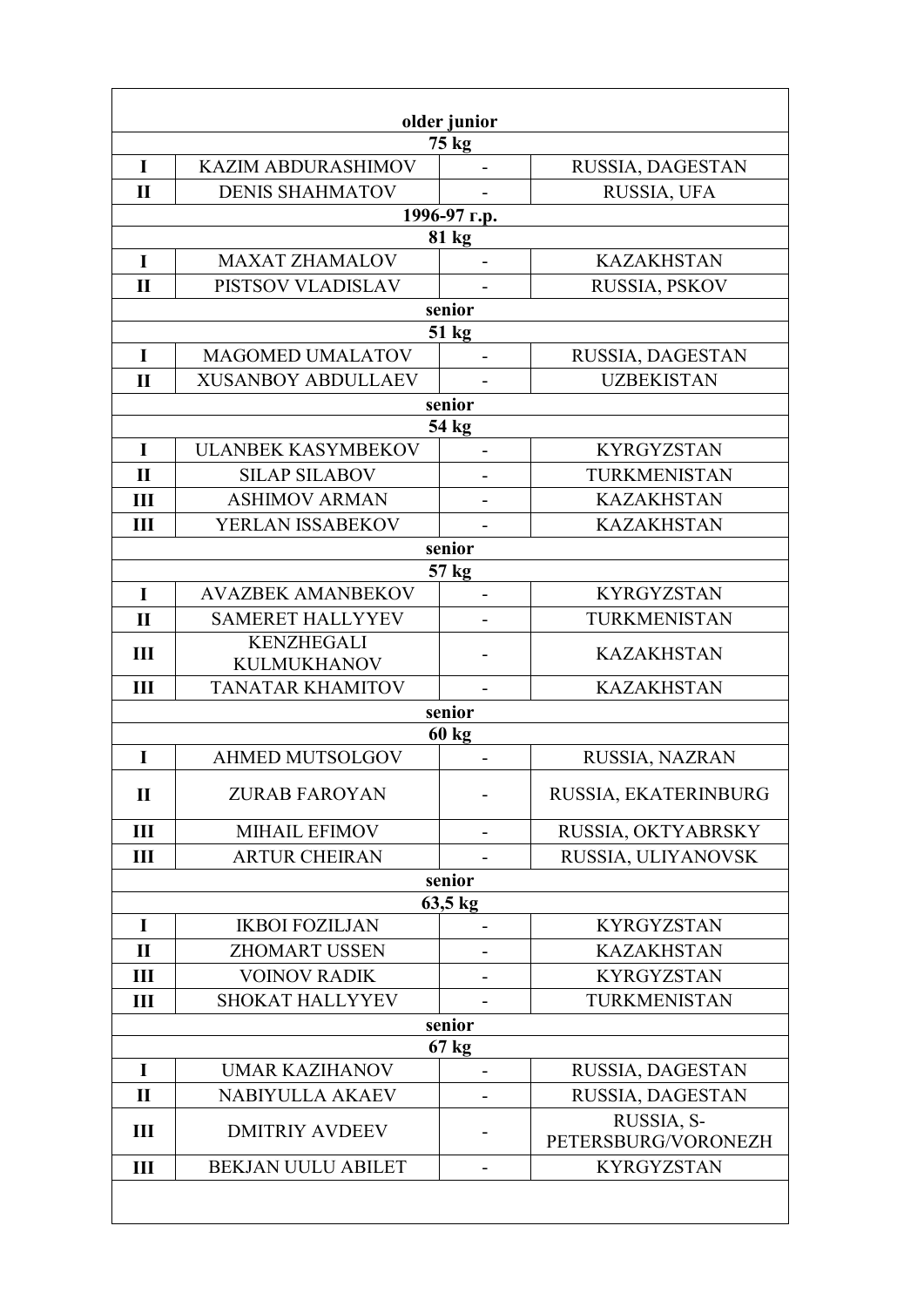| older junior | | | |
|---|---|---|---|
| **75 kg** | | | |
| I | KAZIM ABDURASHIMOV | - | RUSSIA, DAGESTAN |
| II | DENIS SHAHMATOV | - | RUSSIA, UFA |
| **1996-97 г.р.** | | | |
| **81 kg** | | | |
| I | MAXAT ZHAMALOV | - | KAZAKHSTAN |
| II | PISTSOV VLADISLAV | - | RUSSIA, PSKOV |
| **senior** | | | |
| **51 kg** | | | |
| I | MAGOMED UMALATOV | - | RUSSIA, DAGESTAN |
| II | XUSANBOY ABDULLAEV | - | UZBEKISTAN |
| **senior** | | | |
| **54 kg** | | | |
| I | ULANBEK KASYMBEKOV | - | KYRGYZSTAN |
| II | SILAP SILABOV | - | TURKMENISTAN |
| III | ASHIMOV ARMAN | - | KAZAKHSTAN |
| III | YERLAN ISSABEKOV | - | KAZAKHSTAN |
| **senior** | | | |
| **57 kg** | | | |
| I | AVAZBEK AMANBEKOV | - | KYRGYZSTAN |
| II | SAMERET HALLYYEV | - | TURKMENISTAN |
| III | KENZHEGALI KULMUKHANOV | - | KAZAKHSTAN |
| III | TANATAR KHAMITOV | - | KAZAKHSTAN |
| **senior** | | | |
| **60 kg** | | | |
| I | AHMED MUTSOLGOV | - | RUSSIA, NAZRAN |
| II | ZURAB FAROYAN | - | RUSSIA, EKATERINBURG |
| III | MIHAIL EFIMOV | - | RUSSIA, OKTYABRSKY |
| III | ARTUR CHEIRAN | - | RUSSIA, ULIYANOVSK |
| **senior** | | | |
| **63,5 kg** | | | |
| I | IKBOI FOZILJAN | - | KYRGYZSTAN |
| II | ZHOMART USSEN | - | KAZAKHSTAN |
| III | VOINOV RADIK | - | KYRGYZSTAN |
| III | SHOKAT HALLYYEV | - | TURKMENISTAN |
| **senior** | | | |
| **67 kg** | | | |
| I | UMAR KAZIHANOV | - | RUSSIA, DAGESTAN |
| II | NABIYULLA AKAEV | - | RUSSIA, DAGESTAN |
| III | DMITRIY AVDEEV | - | RUSSIA, S-PETERSBURG/VORONEZH |
| III | BEKJAN UULU ABILET | - | KYRGYZSTAN |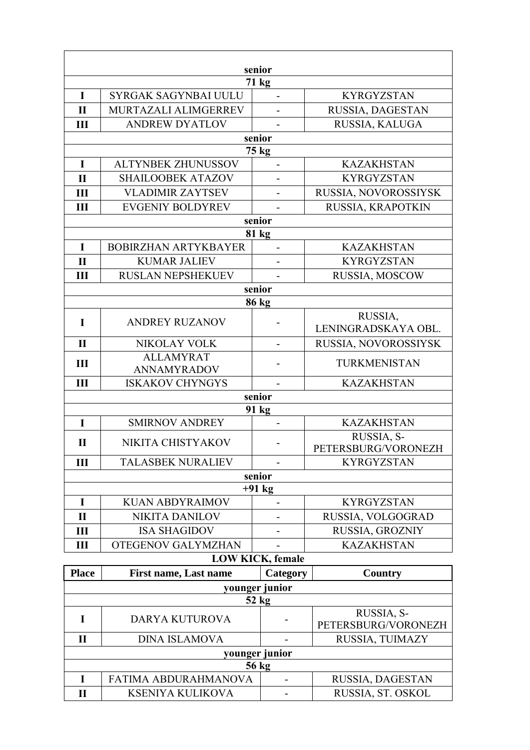| | | | |
|---|---|---|---|
| **senior** | | | |
| **71 kg** | | | |
| **I** | SYRGAK SAGYNBAI UULU | - | KYRGYZSTAN |
| **II** | MURTAZALI ALIMGERREV | - | RUSSIA, DAGESTAN |
| **III** | ANDREW DYATLOV | - | RUSSIA, KALUGA |
| **senior** | | | |
| **75 kg** | | | |
| **I** | ALTYNBEK ZHUNUSSOV | - | KAZAKHSTAN |
| **II** | SHAILOOBEK ATAZOV | - | KYRGYZSTAN |
| **III** | VLADIMIR ZAYTSEV | - | RUSSIA, NOVOROSSIYSK |
| **III** | EVGENIY BOLDYREV | - | RUSSIA, KRAPOTKIN |
| **senior** | | | |
| **81 kg** | | | |
| **I** | BOBIRZHAN ARTYKBAYER | - | KAZAKHSTAN |
| **II** | KUMAR JALIEV | - | KYRGYZSTAN |
| **III** | RUSLAN NEPSHEKUEV | - | RUSSIA, MOSCOW |
| **senior** | | | |
| **86 kg** | | | |
| **I** | ANDREY RUZANOV | - | RUSSIA, LENINGRADSKAYA OBL. |
| **II** | NIKOLAY VOLK | - | RUSSIA, NOVOROSSIYSK |
| **III** | ALLAMYRAT ANNAMYRADOV | - | TURKMENISTAN |
| **III** | ISKAKOV CHYNGYS | - | KAZAKHSTAN |
| **senior** | | | |
| **91 kg** | | | |
| **I** | SMIRNOV ANDREY | - | KAZAKHSTAN |
| **II** | NIKITA CHISTYAKOV | - | RUSSIA, S-PETERSBURG/VORONEZH |
| **III** | TALASBEK NURALIEV | - | KYRGYZSTAN |
| **senior** | | | |
| **+91 kg** | | | |
| **I** | KUAN ABDYRAIMOV | - | KYRGYZSTAN |
| **II** | NIKITA DANILOV | - | RUSSIA, VOLGOGRAD |
| **III** | ISA SHAGIDOV | - | RUSSIA, GROZNIY |
| **III** | OTEGENOV GALYMZHAN | - | KAZAKHSTAN |

**LOW KICK, female**

| Place | First name, Last name | Category | Country |
|---|---|---|---|
| **younger junior** | | | |
| **52 kg** | | | |
| **I** | DARYA KUTUROVA | - | RUSSIA, S-PETERSBURG/VORONEZH |
| **II** | DINA ISLAMOVA | - | RUSSIA, TUIMAZY |
| **younger junior** | | | |
| **56 kg** | | | |
| **I** | FATIMA ABDURAHMANOVA | - | RUSSIA, DAGESTAN |
| **II** | KSENIYA KULIKOVA | - | RUSSIA, ST. OSKOL |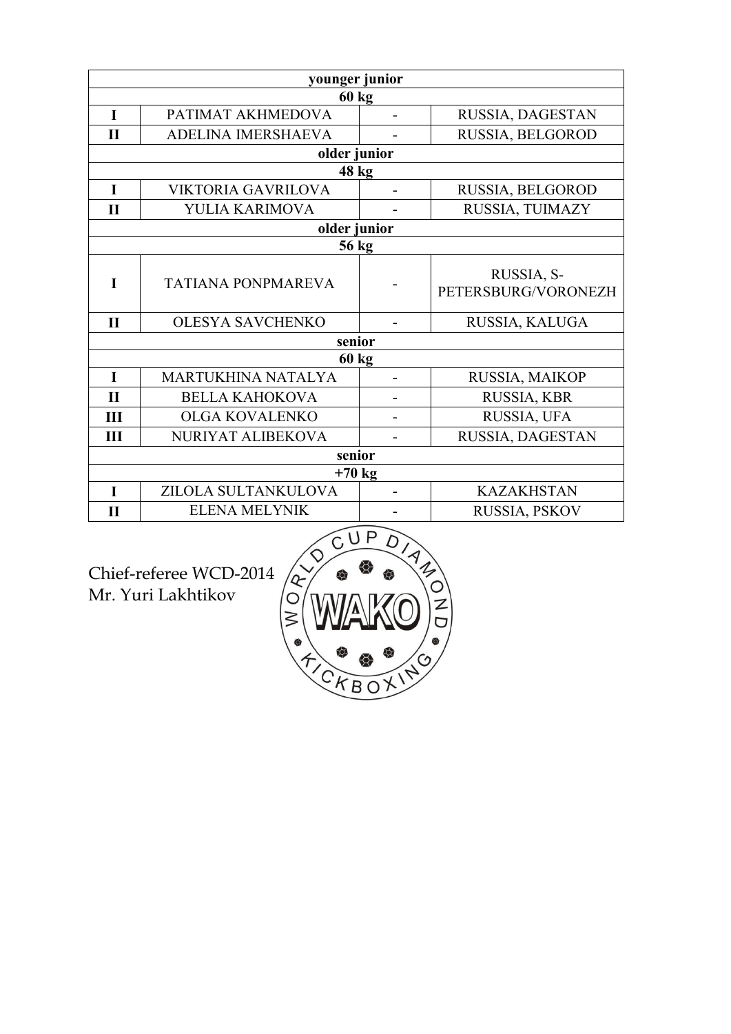| | | | |
|---|---|---|---|
| **younger junior** | | | |
| **60 kg** | | | |
| **I** | PATIMAT AKHMEDOVA | - | RUSSIA, DAGESTAN |
| **II** | ADELINA IMERSHAEVA | - | RUSSIA, BELGOROD |
| **older junior** | | | |
| **48 kg** | | | |
| **I** | VIKTORIA GAVRILOVA | - | RUSSIA, BELGOROD |
| **II** | YULIA KARIMOVA | - | RUSSIA, TUIMAZY |
| **older junior** | | | |
| **56 kg** | | | |
| **I** | TATIANA PONPMAREVA | - | RUSSIA, S-PETERSBURG/VORONEZH |
| **II** | OLESYA SAVCHENKO | - | RUSSIA, KALUGA |
| **senior** | | | |
| **60 kg** | | | |
| **I** | MARTUKHINA NATALYA | - | RUSSIA, MAIKOP |
| **II** | BELLA KAHOKOVA | - | RUSSIA, KBR |
| **III** | OLGA KOVALENKO | - | RUSSIA, UFA |
| **III** | NURIYAT ALIBEKOVA | - | RUSSIA, DAGESTAN |
| **senior** | | | |
| **+70 kg** | | | |
| **I** | ZILOLA SULTANKULOVA | - | KAZAKHSTAN |
| **II** | ELENA MELYNIK | - | RUSSIA, PSKOV |

Chief-referee WCD-2014
Mr. Yuri Lakhtikov

WORLD CUP DIAMOND
WAKO
KICKBOXING